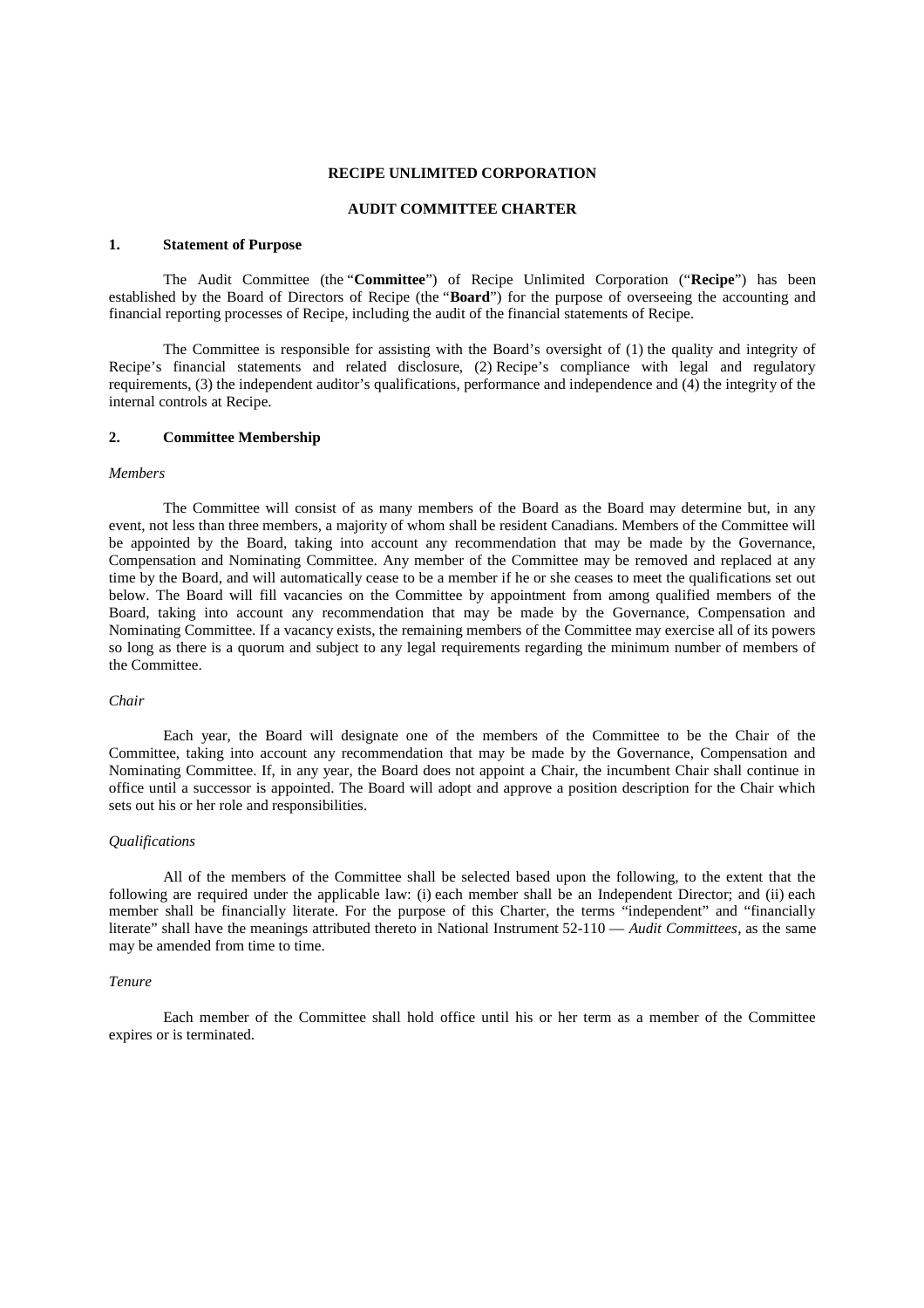# RECIPE UNLIMITED CORPORATION

## AUDIT COMMITTEE CHARTER

### 1. Statement of Purpose

The Audit Committee (the "**Committee**") of Recipe Unlimited Corporation ("**Recipe**") has been established by the Board of Directors of Recipe (the "**Board**") for the purpose of overseeing the accounting and financial reporting processes of Recipe, including the audit of the financial statements of Recipe.

The Committee is responsible for assisting with the Board's oversight of (1) the quality and integrity of Recipe's financial statements and related disclosure, (2) Recipe's compliance with legal and regulatory requirements, (3) the independent auditor's qualifications, performance and independence and (4) the integrity of the internal controls at Recipe.

### 2. Committee Membership

*Members*

The Committee will consist of as many members of the Board as the Board may determine but, in any event, not less than three members, a majority of whom shall be resident Canadians. Members of the Committee will be appointed by the Board, taking into account any recommendation that may be made by the Governance, Compensation and Nominating Committee. Any member of the Committee may be removed and replaced at any time by the Board, and will automatically cease to be a member if he or she ceases to meet the qualifications set out below. The Board will fill vacancies on the Committee by appointment from among qualified members of the Board, taking into account any recommendation that may be made by the Governance, Compensation and Nominating Committee. If a vacancy exists, the remaining members of the Committee may exercise all of its powers so long as there is a quorum and subject to any legal requirements regarding the minimum number of members of the Committee.

*Chair*

Each year, the Board will designate one of the members of the Committee to be the Chair of the Committee, taking into account any recommendation that may be made by the Governance, Compensation and Nominating Committee. If, in any year, the Board does not appoint a Chair, the incumbent Chair shall continue in office until a successor is appointed. The Board will adopt and approve a position description for the Chair which sets out his or her role and responsibilities.

*Qualifications*

All of the members of the Committee shall be selected based upon the following, to the extent that the following are required under the applicable law: (i) each member shall be an Independent Director; and (ii) each member shall be financially literate. For the purpose of this Charter, the terms "independent" and "financially literate" shall have the meanings attributed thereto in National Instrument 52-110 — *Audit Committees*, as the same may be amended from time to time.

*Tenure*

Each member of the Committee shall hold office until his or her term as a member of the Committee expires or is terminated.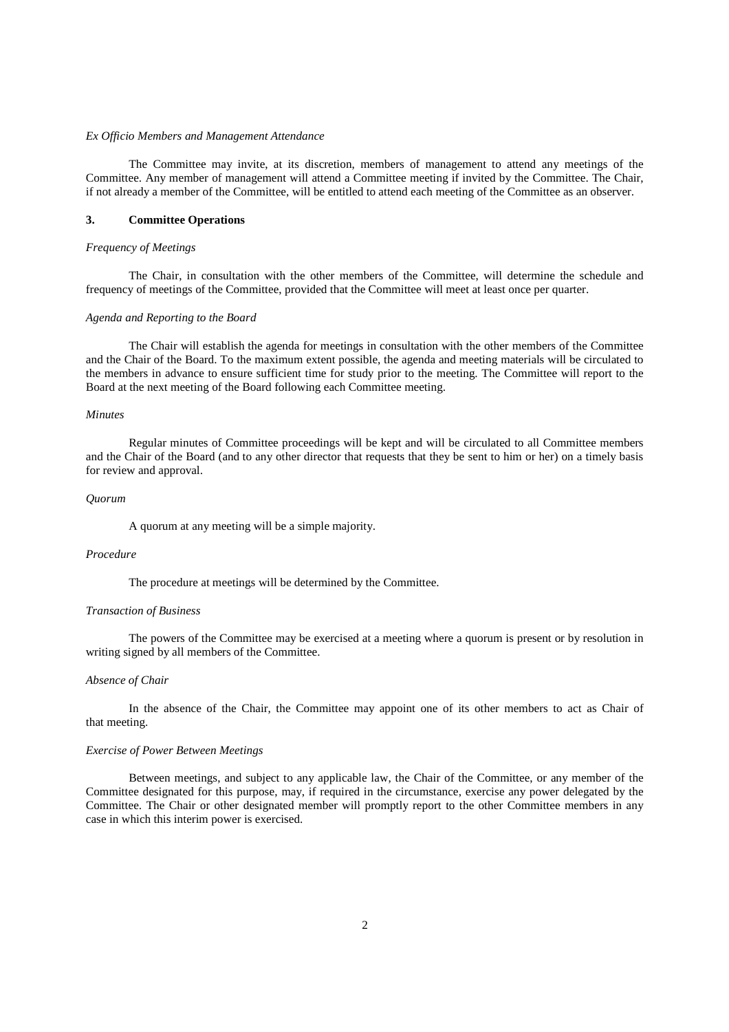*Ex Officio Members and Management Attendance*

The Committee may invite, at its discretion, members of management to attend any meetings of the Committee. Any member of management will attend a Committee meeting if invited by the Committee. The Chair, if not already a member of the Committee, will be entitled to attend each meeting of the Committee as an observer.

## 3. Committee Operations

*Frequency of Meetings*

The Chair, in consultation with the other members of the Committee, will determine the schedule and frequency of meetings of the Committee, provided that the Committee will meet at least once per quarter.

*Agenda and Reporting to the Board*

The Chair will establish the agenda for meetings in consultation with the other members of the Committee and the Chair of the Board. To the maximum extent possible, the agenda and meeting materials will be circulated to the members in advance to ensure sufficient time for study prior to the meeting. The Committee will report to the Board at the next meeting of the Board following each Committee meeting.

*Minutes*

Regular minutes of Committee proceedings will be kept and will be circulated to all Committee members and the Chair of the Board (and to any other director that requests that they be sent to him or her) on a timely basis for review and approval.

*Quorum*

A quorum at any meeting will be a simple majority.

*Procedure*

The procedure at meetings will be determined by the Committee.

*Transaction of Business*

The powers of the Committee may be exercised at a meeting where a quorum is present or by resolution in writing signed by all members of the Committee.

*Absence of Chair*

In the absence of the Chair, the Committee may appoint one of its other members to act as Chair of that meeting.

*Exercise of Power Between Meetings*

Between meetings, and subject to any applicable law, the Chair of the Committee, or any member of the Committee designated for this purpose, may, if required in the circumstance, exercise any power delegated by the Committee. The Chair or other designated member will promptly report to the other Committee members in any case in which this interim power is exercised.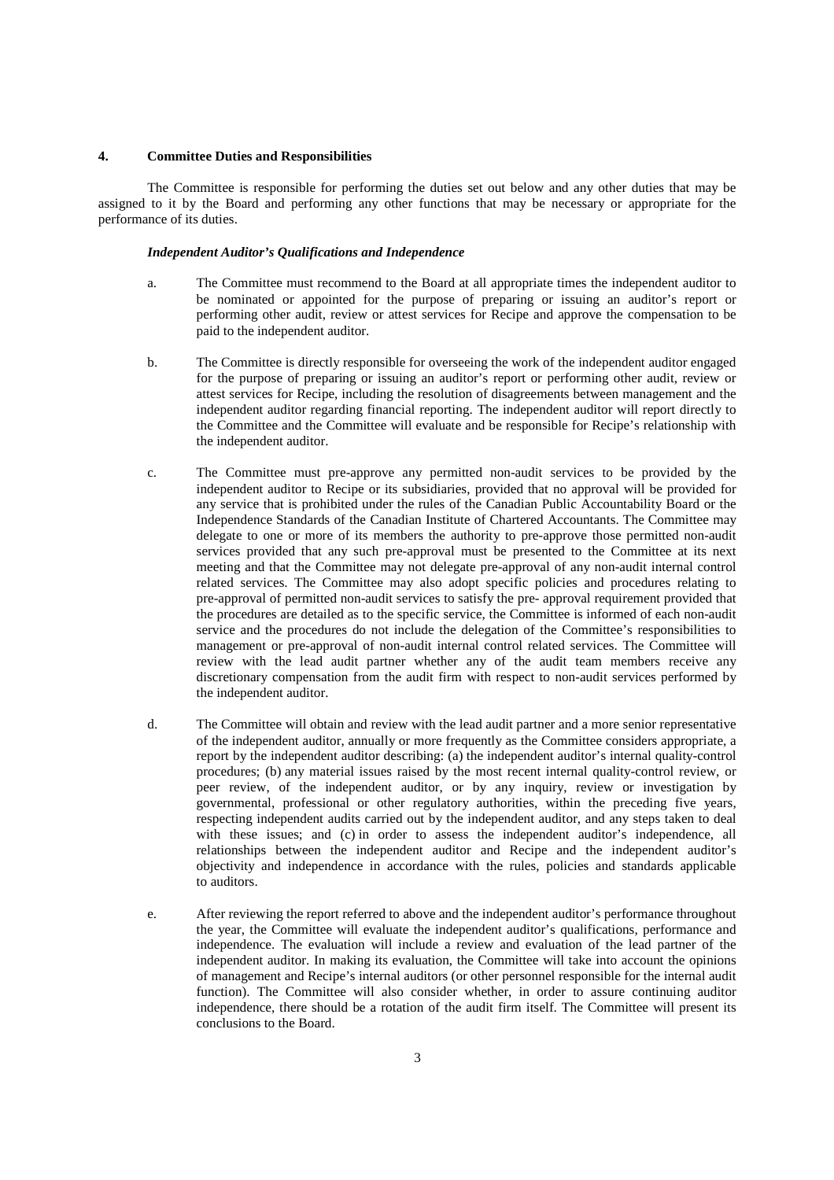## 4. Committee Duties and Responsibilities

The Committee is responsible for performing the duties set out below and any other duties that may be assigned to it by the Board and performing any other functions that may be necessary or appropriate for the performance of its duties.

### *Independent Auditor's Qualifications and Independence*

a. The Committee must recommend to the Board at all appropriate times the independent auditor to be nominated or appointed for the purpose of preparing or issuing an auditor's report or performing other audit, review or attest services for Recipe and approve the compensation to be paid to the independent auditor.

b. The Committee is directly responsible for overseeing the work of the independent auditor engaged for the purpose of preparing or issuing an auditor's report or performing other audit, review or attest services for Recipe, including the resolution of disagreements between management and the independent auditor regarding financial reporting. The independent auditor will report directly to the Committee and the Committee will evaluate and be responsible for Recipe's relationship with the independent auditor.

c. The Committee must pre-approve any permitted non-audit services to be provided by the independent auditor to Recipe or its subsidiaries, provided that no approval will be provided for any service that is prohibited under the rules of the Canadian Public Accountability Board or the Independence Standards of the Canadian Institute of Chartered Accountants. The Committee may delegate to one or more of its members the authority to pre-approve those permitted non-audit services provided that any such pre-approval must be presented to the Committee at its next meeting and that the Committee may not delegate pre-approval of any non-audit internal control related services. The Committee may also adopt specific policies and procedures relating to pre-approval of permitted non-audit services to satisfy the pre- approval requirement provided that the procedures are detailed as to the specific service, the Committee is informed of each non-audit service and the procedures do not include the delegation of the Committee's responsibilities to management or pre-approval of non-audit internal control related services. The Committee will review with the lead audit partner whether any of the audit team members receive any discretionary compensation from the audit firm with respect to non-audit services performed by the independent auditor.

d. The Committee will obtain and review with the lead audit partner and a more senior representative of the independent auditor, annually or more frequently as the Committee considers appropriate, a report by the independent auditor describing: (a) the independent auditor's internal quality-control procedures; (b) any material issues raised by the most recent internal quality-control review, or peer review, of the independent auditor, or by any inquiry, review or investigation by governmental, professional or other regulatory authorities, within the preceding five years, respecting independent audits carried out by the independent auditor, and any steps taken to deal with these issues; and (c) in order to assess the independent auditor's independence, all relationships between the independent auditor and Recipe and the independent auditor's objectivity and independence in accordance with the rules, policies and standards applicable to auditors.

e. After reviewing the report referred to above and the independent auditor's performance throughout the year, the Committee will evaluate the independent auditor's qualifications, performance and independence. The evaluation will include a review and evaluation of the lead partner of the independent auditor. In making its evaluation, the Committee will take into account the opinions of management and Recipe's internal auditors (or other personnel responsible for the internal audit function). The Committee will also consider whether, in order to assure continuing auditor independence, there should be a rotation of the audit firm itself. The Committee will present its conclusions to the Board.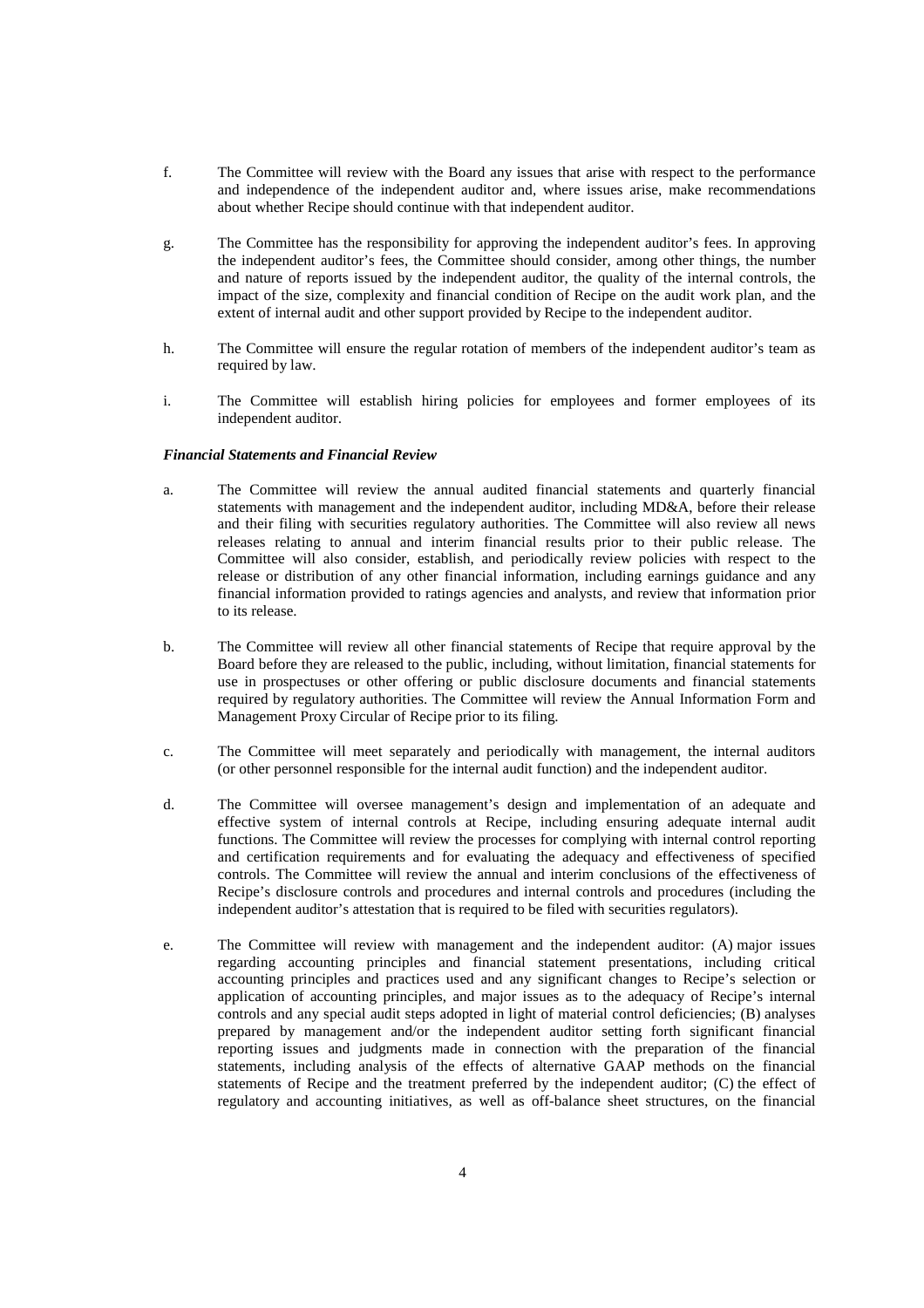f. The Committee will review with the Board any issues that arise with respect to the performance and independence of the independent auditor and, where issues arise, make recommendations about whether Recipe should continue with that independent auditor.

g. The Committee has the responsibility for approving the independent auditor's fees. In approving the independent auditor's fees, the Committee should consider, among other things, the number and nature of reports issued by the independent auditor, the quality of the internal controls, the impact of the size, complexity and financial condition of Recipe on the audit work plan, and the extent of internal audit and other support provided by Recipe to the independent auditor.

h. The Committee will ensure the regular rotation of members of the independent auditor's team as required by law.

i. The Committee will establish hiring policies for employees and former employees of its independent auditor.

***Financial Statements and Financial Review***

a. The Committee will review the annual audited financial statements and quarterly financial statements with management and the independent auditor, including MD&A, before their release and their filing with securities regulatory authorities. The Committee will also review all news releases relating to annual and interim financial results prior to their public release. The Committee will also consider, establish, and periodically review policies with respect to the release or distribution of any other financial information, including earnings guidance and any financial information provided to ratings agencies and analysts, and review that information prior to its release.

b. The Committee will review all other financial statements of Recipe that require approval by the Board before they are released to the public, including, without limitation, financial statements for use in prospectuses or other offering or public disclosure documents and financial statements required by regulatory authorities. The Committee will review the Annual Information Form and Management Proxy Circular of Recipe prior to its filing.

c. The Committee will meet separately and periodically with management, the internal auditors (or other personnel responsible for the internal audit function) and the independent auditor.

d. The Committee will oversee management's design and implementation of an adequate and effective system of internal controls at Recipe, including ensuring adequate internal audit functions. The Committee will review the processes for complying with internal control reporting and certification requirements and for evaluating the adequacy and effectiveness of specified controls. The Committee will review the annual and interim conclusions of the effectiveness of Recipe's disclosure controls and procedures and internal controls and procedures (including the independent auditor's attestation that is required to be filed with securities regulators).

e. The Committee will review with management and the independent auditor: (A) major issues regarding accounting principles and financial statement presentations, including critical accounting principles and practices used and any significant changes to Recipe's selection or application of accounting principles, and major issues as to the adequacy of Recipe's internal controls and any special audit steps adopted in light of material control deficiencies; (B) analyses prepared by management and/or the independent auditor setting forth significant financial reporting issues and judgments made in connection with the preparation of the financial statements, including analysis of the effects of alternative GAAP methods on the financial statements of Recipe and the treatment preferred by the independent auditor; (C) the effect of regulatory and accounting initiatives, as well as off-balance sheet structures, on the financial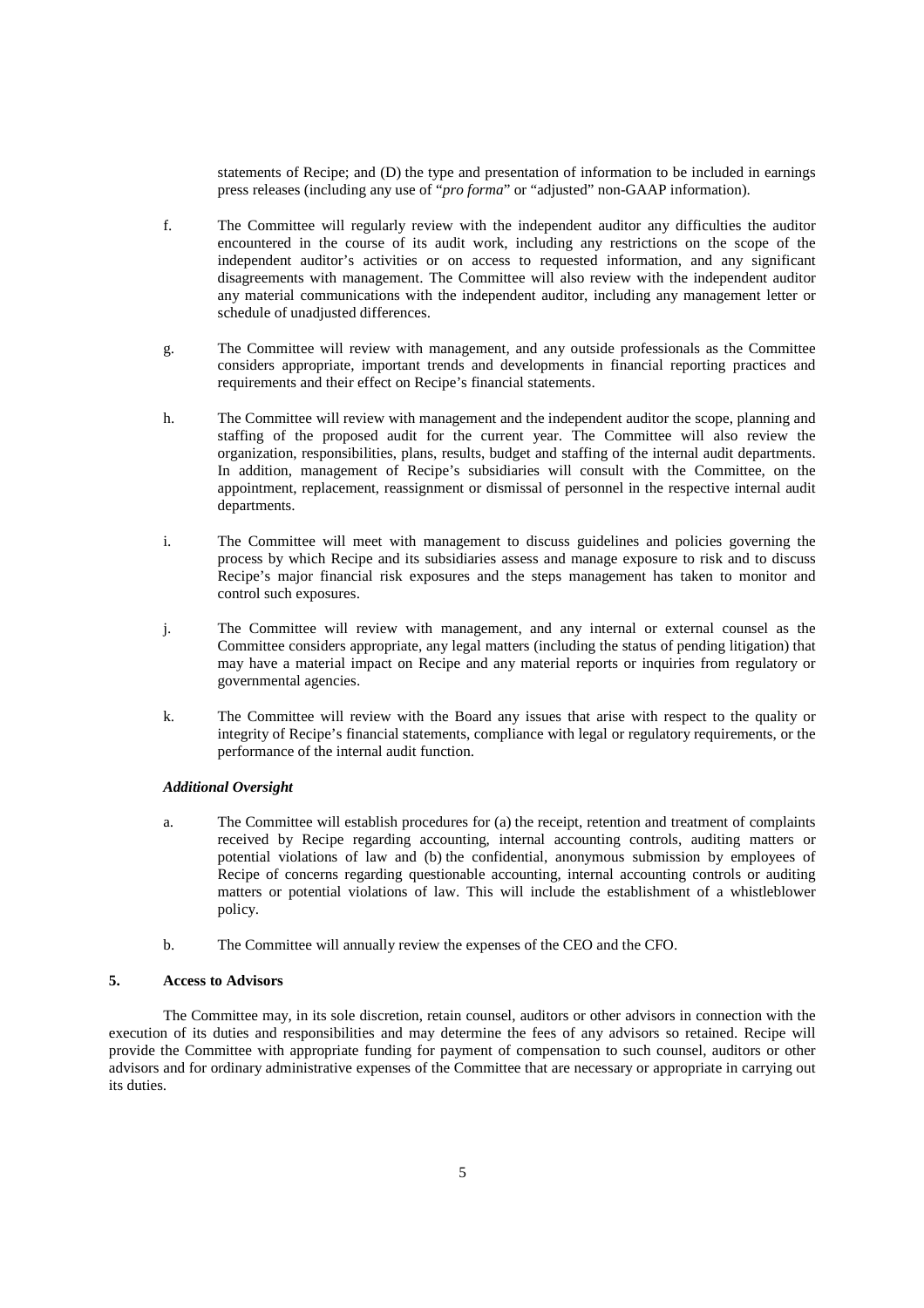statements of Recipe; and (D) the type and presentation of information to be included in earnings press releases (including any use of "*pro forma*" or "adjusted" non-GAAP information).

f. The Committee will regularly review with the independent auditor any difficulties the auditor encountered in the course of its audit work, including any restrictions on the scope of the independent auditor's activities or on access to requested information, and any significant disagreements with management. The Committee will also review with the independent auditor any material communications with the independent auditor, including any management letter or schedule of unadjusted differences.

g. The Committee will review with management, and any outside professionals as the Committee considers appropriate, important trends and developments in financial reporting practices and requirements and their effect on Recipe's financial statements.

h. The Committee will review with management and the independent auditor the scope, planning and staffing of the proposed audit for the current year. The Committee will also review the organization, responsibilities, plans, results, budget and staffing of the internal audit departments. In addition, management of Recipe's subsidiaries will consult with the Committee, on the appointment, replacement, reassignment or dismissal of personnel in the respective internal audit departments.

i. The Committee will meet with management to discuss guidelines and policies governing the process by which Recipe and its subsidiaries assess and manage exposure to risk and to discuss Recipe's major financial risk exposures and the steps management has taken to monitor and control such exposures.

j. The Committee will review with management, and any internal or external counsel as the Committee considers appropriate, any legal matters (including the status of pending litigation) that may have a material impact on Recipe and any material reports or inquiries from regulatory or governmental agencies.

k. The Committee will review with the Board any issues that arise with respect to the quality or integrity of Recipe's financial statements, compliance with legal or regulatory requirements, or the performance of the internal audit function.

***Additional Oversight***

a. The Committee will establish procedures for (a) the receipt, retention and treatment of complaints received by Recipe regarding accounting, internal accounting controls, auditing matters or potential violations of law and (b) the confidential, anonymous submission by employees of Recipe of concerns regarding questionable accounting, internal accounting controls or auditing matters or potential violations of law. This will include the establishment of a whistleblower policy.

b. The Committee will annually review the expenses of the CEO and the CFO.

**5. Access to Advisors**

The Committee may, in its sole discretion, retain counsel, auditors or other advisors in connection with the execution of its duties and responsibilities and may determine the fees of any advisors so retained. Recipe will provide the Committee with appropriate funding for payment of compensation to such counsel, auditors or other advisors and for ordinary administrative expenses of the Committee that are necessary or appropriate in carrying out its duties.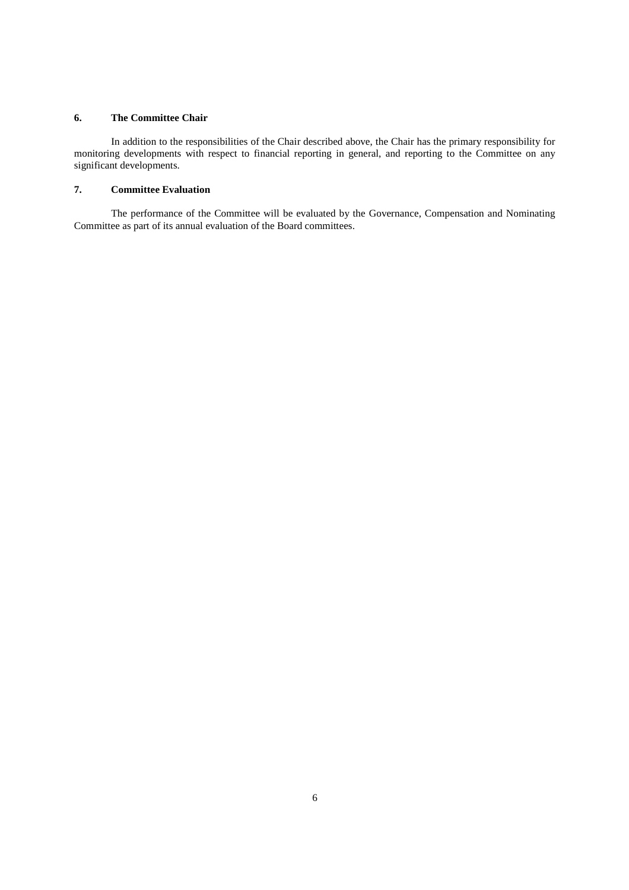## 6. The Committee Chair

In addition to the responsibilities of the Chair described above, the Chair has the primary responsibility for monitoring developments with respect to financial reporting in general, and reporting to the Committee on any significant developments.

## 7. Committee Evaluation

The performance of the Committee will be evaluated by the Governance, Compensation and Nominating Committee as part of its annual evaluation of the Board committees.